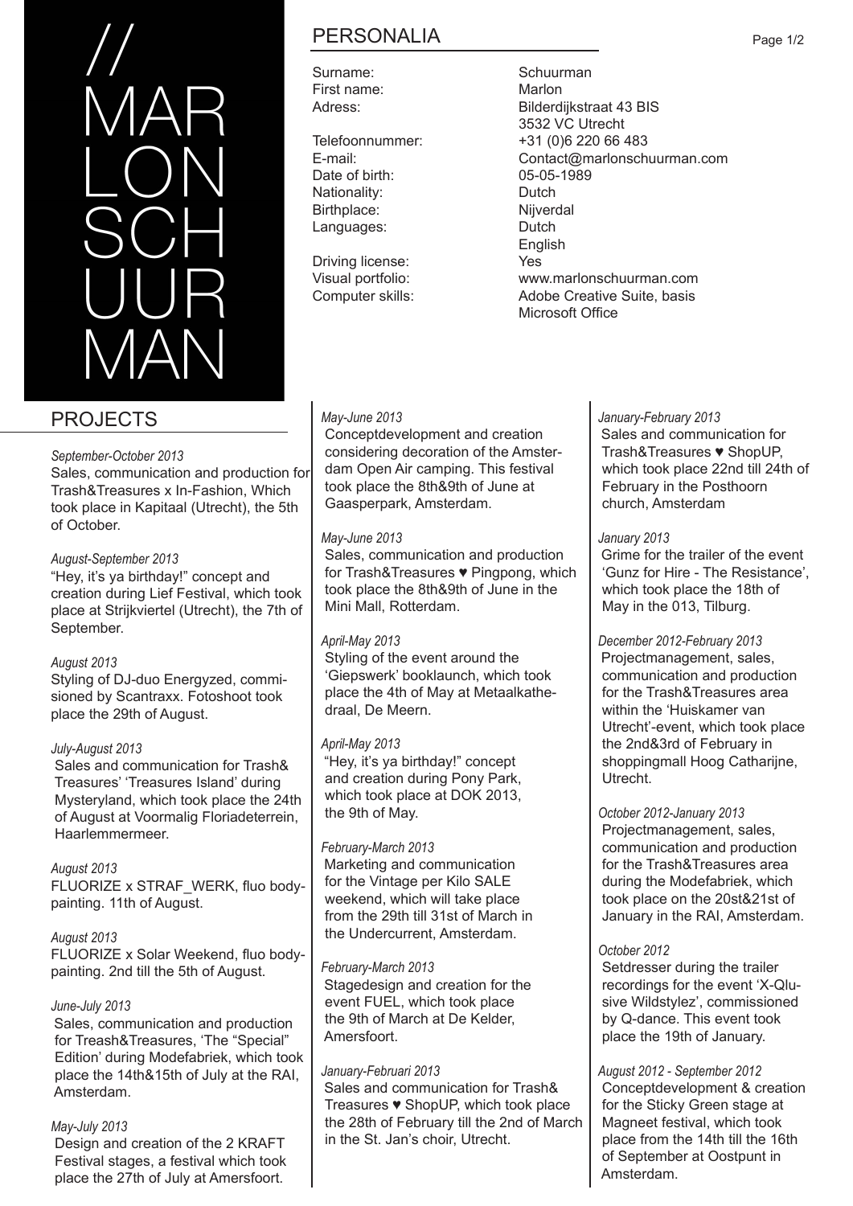# // MARLON SCHUURMAN

## PERSONALIA

| | |
|---|---|
| Surname: | Schuurman |
| First name: | Marlon |
| Adress: | Bilderdijkstraat 43 BIS<br>3532 VC Utrecht |
| Telefoonnummer: | +31 (0)6 220 66 483 |
| E-mail: | Contact@marlonschuurman.com |
| Date of birth: | 05-05-1989 |
| Nationality: | Dutch |
| Birthplace: | Nijverdal |
| Languages: | Dutch<br>English |
| Driving license: | Yes |
| Visual portfolio: | www.marlonschuurman.com |
| Computer skills: | Adobe Creative Suite, basis Microsoft Office |

## PROJECTS

*September-October 2013*
Sales, communication and production for Trash&Treasures x In-Fashion, Which took place in Kapitaal (Utrecht), the 5th of October.

*August-September 2013*
"Hey, it's ya birthday!" concept and creation during Lief Festival, which took place at Strijkviertel (Utrecht), the 7th of September.

*August 2013*
Styling of DJ-duo Energyzed, commisioned by Scantraxx. Fotoshoot took place the 29th of August.

*July-August 2013*
Sales and communication for Trash& Treasures' 'Treasures Island' during Mysteryland, which took place the 24th of August at Voormalig Floriadeterrein, Haarlemmermeer.

*August 2013*
FLUORIZE x STRAF_WERK, fluo bodypainting. 11th of August.

*August 2013*
FLUORIZE x Solar Weekend, fluo bodypainting. 2nd till the 5th of August.

*June-July 2013*
Sales, communication and production for Treash&Treasures, 'The "Special" Edition' during Modefabriek, which took place the 14th&15th of July at the RAI, Amsterdam.

*May-July 2013*
Design and creation of the 2 KRAFT Festival stages, a festival which took place the 27th of July at Amersfoort.

*May-June 2013*
Conceptdevelopment and creation considering decoration of the Amsterdam Open Air camping. This festival took place the 8th&9th of June at Gaasperpark, Amsterdam.

*May-June 2013*
Sales, communication and production for Trash&Treasures ♥ Pingpong, which took place the 8th&9th of June in the Mini Mall, Rotterdam.

*April-May 2013*
Styling of the event around the 'Giepswerk' booklaunch, which took place the 4th of May at Metaalkathedraal, De Meern.

*April-May 2013*
"Hey, it's ya birthday!" concept and creation during Pony Park, which took place at DOK 2013, the 9th of May.

*February-March 2013*
Marketing and communication for the Vintage per Kilo SALE weekend, which will take place from the 29th till 31st of March in the Undercurrent, Amsterdam.

*February-March 2013*
Stagedesign and creation for the event FUEL, which took place the 9th of March at De Kelder, Amersfoort.

*January-Februari 2013*
Sales and communication for Trash& Treasures ♥ ShopUP, which took place the 28th of February till the 2nd of March in the St. Jan's choir, Utrecht.

*January-February 2013*
Sales and communication for Trash&Treasures ♥ ShopUP, which took place 22nd till 24th of February in the Posthoorn church, Amsterdam

*January 2013*
Grime for the trailer of the event 'Gunz for Hire - The Resistance', which took place the 18th of May in the 013, Tilburg.

*December 2012-February 2013*
Projectmanagement, sales, communication and production for the Trash&Treasures area within the 'Huiskamer van Utrecht'-event, which took place the 2nd&3rd of February in shoppingmall Hoog Catharijne, Utrecht.

*October 2012-January 2013*
Projectmanagement, sales, communication and production for the Trash&Treasures area during the Modefabriek, which took place on the 20st&21st of January in the RAI, Amsterdam.

*October 2012*
Setdresser during the trailer recordings for the event 'X-Qlusive Wildstylez', commissioned by Q-dance. This event took place the 19th of January.

*August 2012 - September 2012*
Conceptdevelopment & creation for the Sticky Green stage at Magneet festival, which took place from the 14th till the 16th of September at Oostpunt in Amsterdam.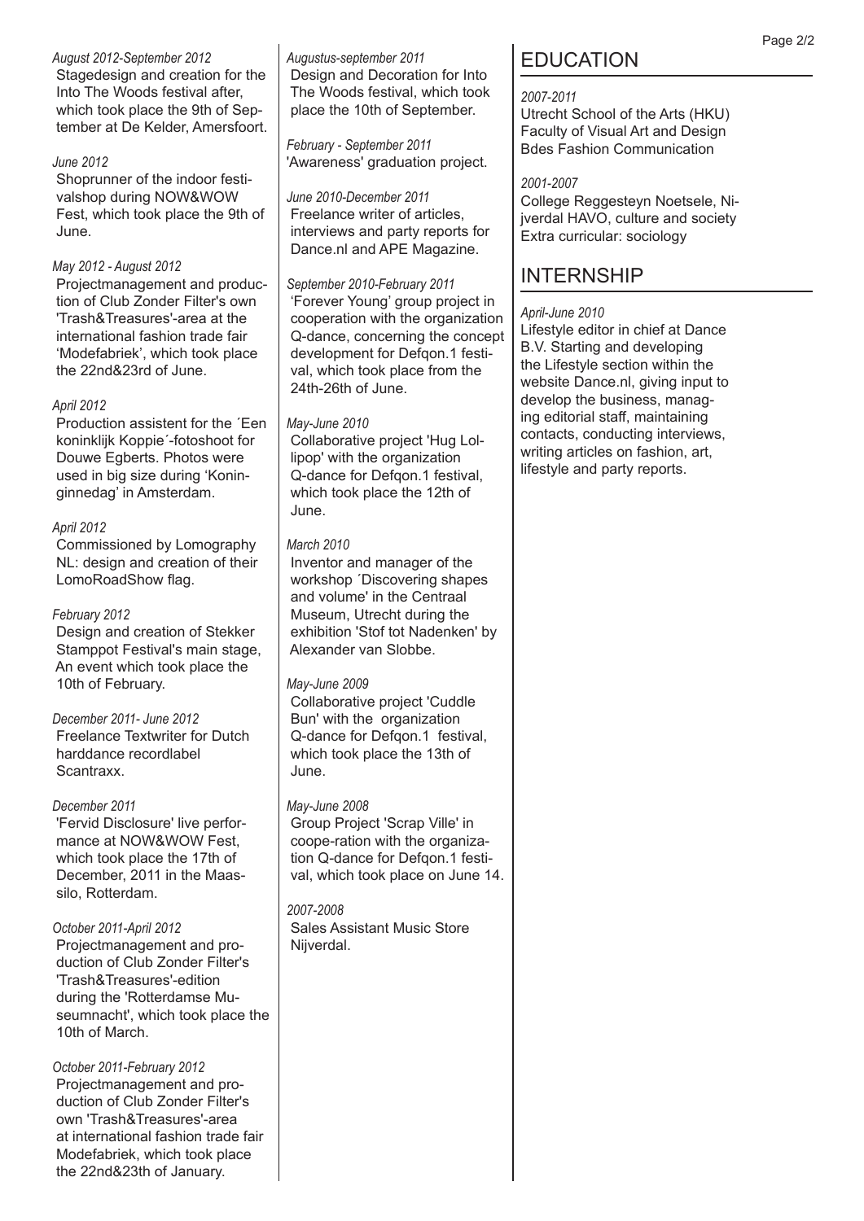*August 2012-September 2012*
Stagedesign and creation for the Into The Woods festival after, which took place the 9th of September at De Kelder, Amersfoort.

*June 2012*
Shoprunner of the indoor festivalshop during NOW&WOW Fest, which took place the 9th of June.

*May 2012 - August 2012*
Projectmanagement and production of Club Zonder Filter's own 'Trash&Treasures'-area at the international fashion trade fair 'Modefabriek', which took place the 22nd&23rd of June.

*April 2012*
Production assistent for the ´Een koninklijk Koppie´-fotoshoot for Douwe Egberts. Photos were used in big size during 'Koninginnedag' in Amsterdam.

*April 2012*
Commissioned by Lomography NL: design and creation of their LomoRoadShow flag.

*February 2012*
Design and creation of Stekker Stamppot Festival's main stage, An event which took place the 10th of February.

*December 2011- June 2012*
Freelance Textwriter for Dutch harddance recordlabel Scantraxx.

*December 2011*
'Fervid Disclosure' live performance at NOW&WOW Fest, which took place the 17th of December, 2011 in the Maassilo, Rotterdam.

*October 2011-April 2012*
Projectmanagement and production of Club Zonder Filter's 'Trash&Treasures'-edition during the 'Rotterdamse Museumnacht', which took place the 10th of March.

*October 2011-February 2012*
Projectmanagement and production of Club Zonder Filter's own 'Trash&Treasures'-area at international fashion trade fair Modefabriek, which took place the 22nd&23th of January.

*Augustus-september 2011*
Design and Decoration for Into The Woods festival, which took place the 10th of September.

*February - September 2011*
'Awareness' graduation project.

*June 2010-December 2011*
Freelance writer of articles, interviews and party reports for Dance.nl and APE Magazine.

*September 2010-February 2011*
'Forever Young' group project in cooperation with the organization Q-dance, concerning the concept development for Defqon.1 festival, which took place from the 24th-26th of June.

*May-June 2010*
Collaborative project 'Hug Lollipop' with the organization Q-dance for Defqon.1 festival, which took place the 12th of June.

*March 2010*
Inventor and manager of the workshop ´Discovering shapes and volume' in the Centraal Museum, Utrecht during the exhibition 'Stof tot Nadenken' by Alexander van Slobbe.

*May-June 2009*
Collaborative project 'Cuddle Bun' with the organization Q-dance for Defqon.1 festival, which took place the 13th of June.

*May-June 2008*
Group Project 'Scrap Ville' in coope-ration with the organization Q-dance for Defqon.1 festival, which took place on June 14.

*2007-2008*
Sales Assistant Music Store Nijverdal.

# EDUCATION

*2007-2011*
Utrecht School of the Arts (HKU)
Faculty of Visual Art and Design
Bdes Fashion Communication

*2001-2007*
College Reggesteyn Noetsele, Nijverdal HAVO, culture and society
Extra curricular: sociology

# INTERNSHIP

*April-June 2010*
Lifestyle editor in chief at Dance B.V. Starting and developing the Lifestyle section within the website Dance.nl, giving input to develop the business, managing editorial staff, maintaining contacts, conducting interviews, writing articles on fashion, art, lifestyle and party reports.